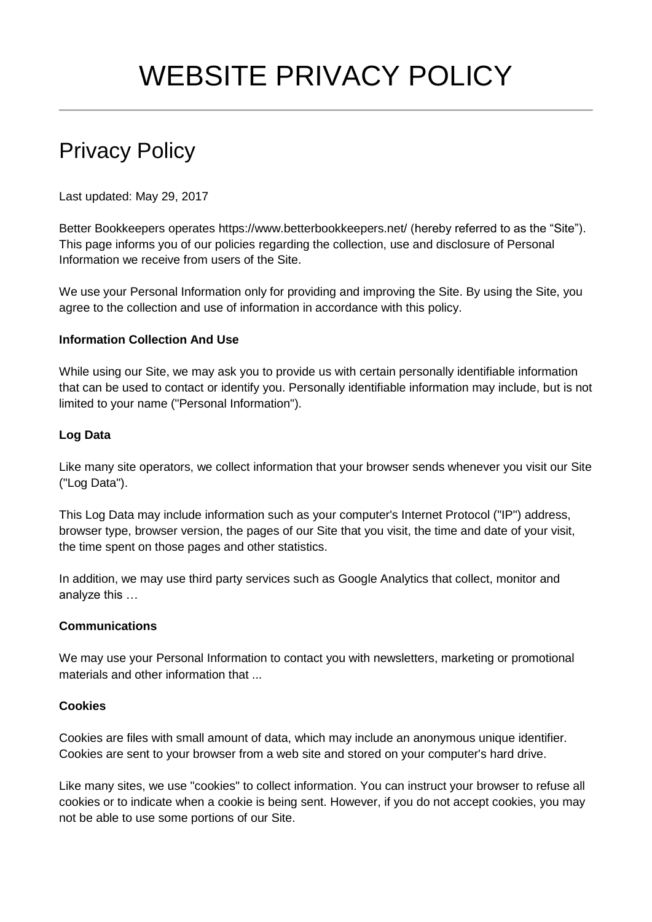# WEBSITE PRIVACY POLICY

## Privacy Policy

Last updated: May 29, 2017

Better Bookkeepers operates https://www.betterbookkeepers.net/ (hereby referred to as the "Site"). This page informs you of our policies regarding the collection, use and disclosure of Personal Information we receive from users of the Site.

We use your Personal Information only for providing and improving the Site. By using the Site, you agree to the collection and use of information in accordance with this policy.

**Information Collection And Use**

While using our Site, we may ask you to provide us with certain personally identifiable information that can be used to contact or identify you. Personally identifiable information may include, but is not limited to your name ("Personal Information").

**Log Data**

Like many site operators, we collect information that your browser sends whenever you visit our Site ("Log Data").

This Log Data may include information such as your computer's Internet Protocol ("IP") address, browser type, browser version, the pages of our Site that you visit, the time and date of your visit, the time spent on those pages and other statistics.

In addition, we may use third party services such as Google Analytics that collect, monitor and analyze this …

**Communications**

We may use your Personal Information to contact you with newsletters, marketing or promotional materials and other information that ...

**Cookies**

Cookies are files with small amount of data, which may include an anonymous unique identifier. Cookies are sent to your browser from a web site and stored on your computer's hard drive.

Like many sites, we use "cookies" to collect information. You can instruct your browser to refuse all cookies or to indicate when a cookie is being sent. However, if you do not accept cookies, you may not be able to use some portions of our Site.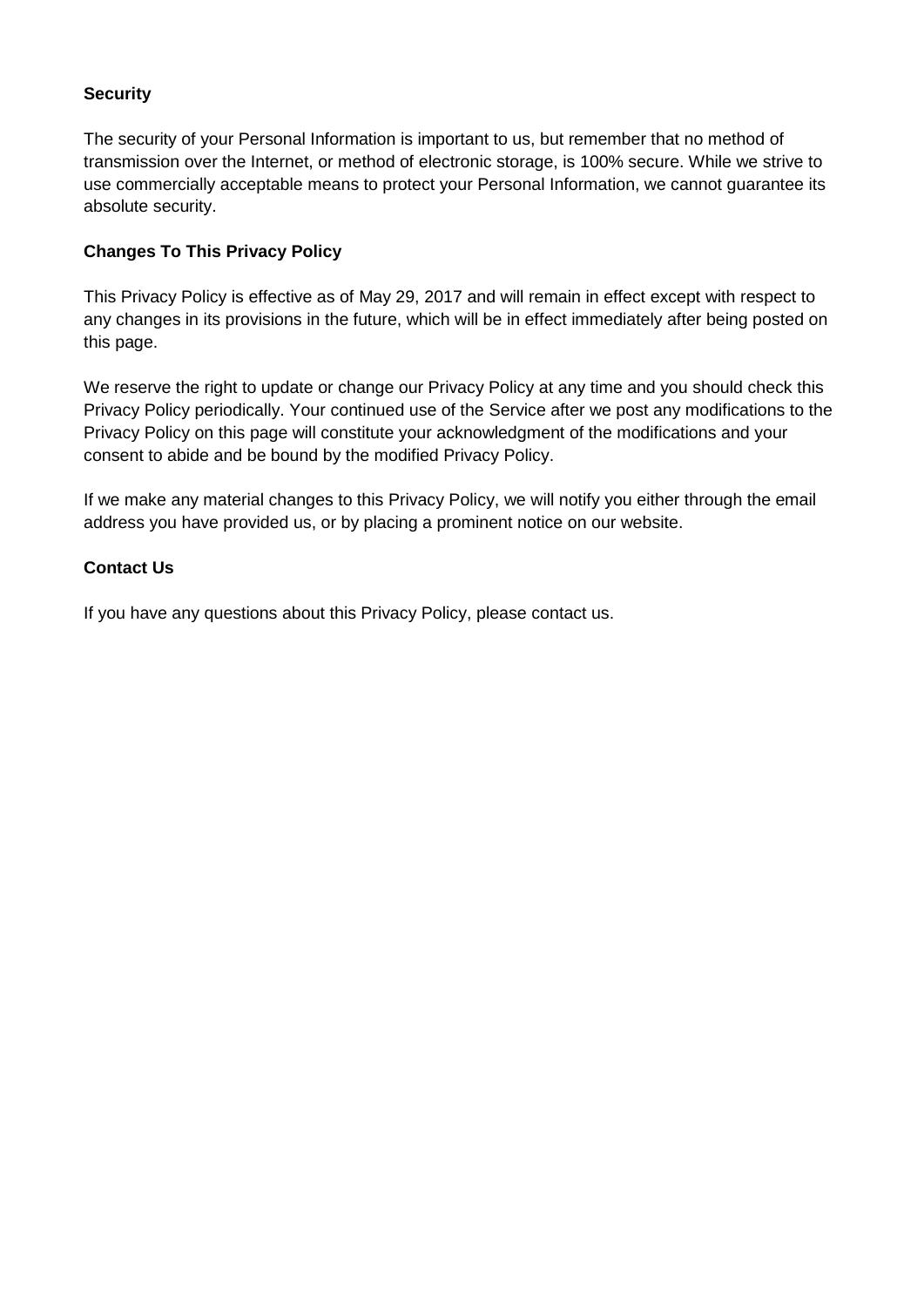**Security**

The security of your Personal Information is important to us, but remember that no method of transmission over the Internet, or method of electronic storage, is 100% secure. While we strive to use commercially acceptable means to protect your Personal Information, we cannot guarantee its absolute security.

**Changes To This Privacy Policy**

This Privacy Policy is effective as of May 29, 2017 and will remain in effect except with respect to any changes in its provisions in the future, which will be in effect immediately after being posted on this page.

We reserve the right to update or change our Privacy Policy at any time and you should check this Privacy Policy periodically. Your continued use of the Service after we post any modifications to the Privacy Policy on this page will constitute your acknowledgment of the modifications and your consent to abide and be bound by the modified Privacy Policy.

If we make any material changes to this Privacy Policy, we will notify you either through the email address you have provided us, or by placing a prominent notice on our website.

**Contact Us**

If you have any questions about this Privacy Policy, please contact us.